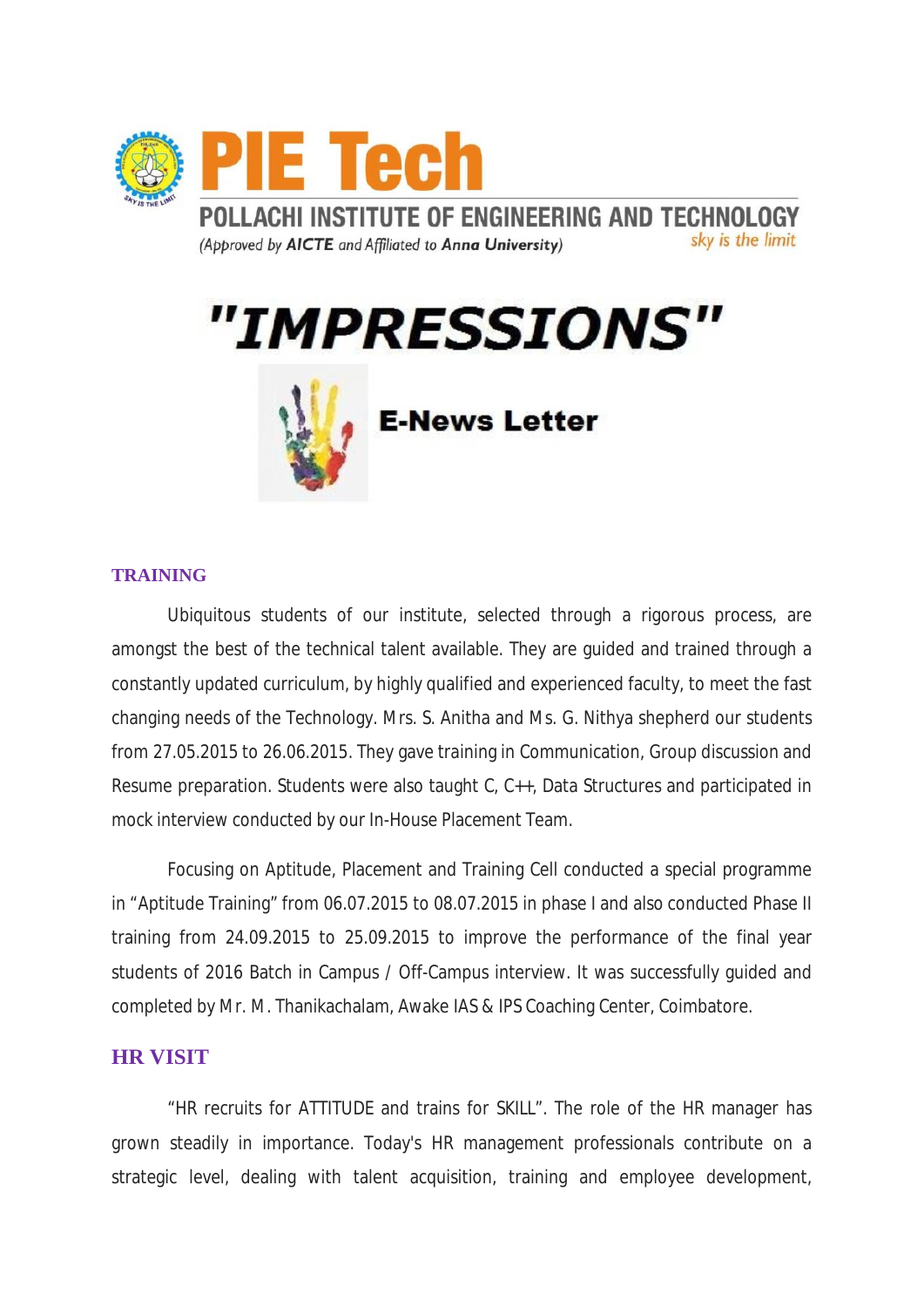# PIE Tech

**POLLACHI INSTITUTE OF ENGINEERING AND TECHNOLOGY**

*(Approved by **AICTE** and Affiliated to **Anna University**)* *sky is the limit*

# "IMPRESSIONS"

## E-News Letter

### TRAINING

Ubiquitous students of our institute, selected through a rigorous process, are amongst the best of the technical talent available. They are guided and trained through a constantly updated curriculum, by highly qualified and experienced faculty, to meet the fast changing needs of the Technology. Mrs. S. Anitha and Ms. G. Nithya shepherd our students from 27.05.2015 to 26.06.2015. They gave training in Communication, Group discussion and Resume preparation. Students were also taught C, C++, Data Structures and participated in mock interview conducted by our In-House Placement Team.

Focusing on Aptitude, Placement and Training Cell conducted a special programme in "Aptitude Training" from 06.07.2015 to 08.07.2015 in phase I and also conducted Phase II training from 24.09.2015 to 25.09.2015 to improve the performance of the final year students of 2016 Batch in Campus / Off-Campus interview. It was successfully guided and completed by Mr. M. Thanikachalam, Awake IAS & IPS Coaching Center, Coimbatore.

### HR VISIT

"HR recruits for ATTITUDE and trains for SKILL". The role of the HR manager has grown steadily in importance. Today's HR management professionals contribute on a strategic level, dealing with talent acquisition, training and employee development,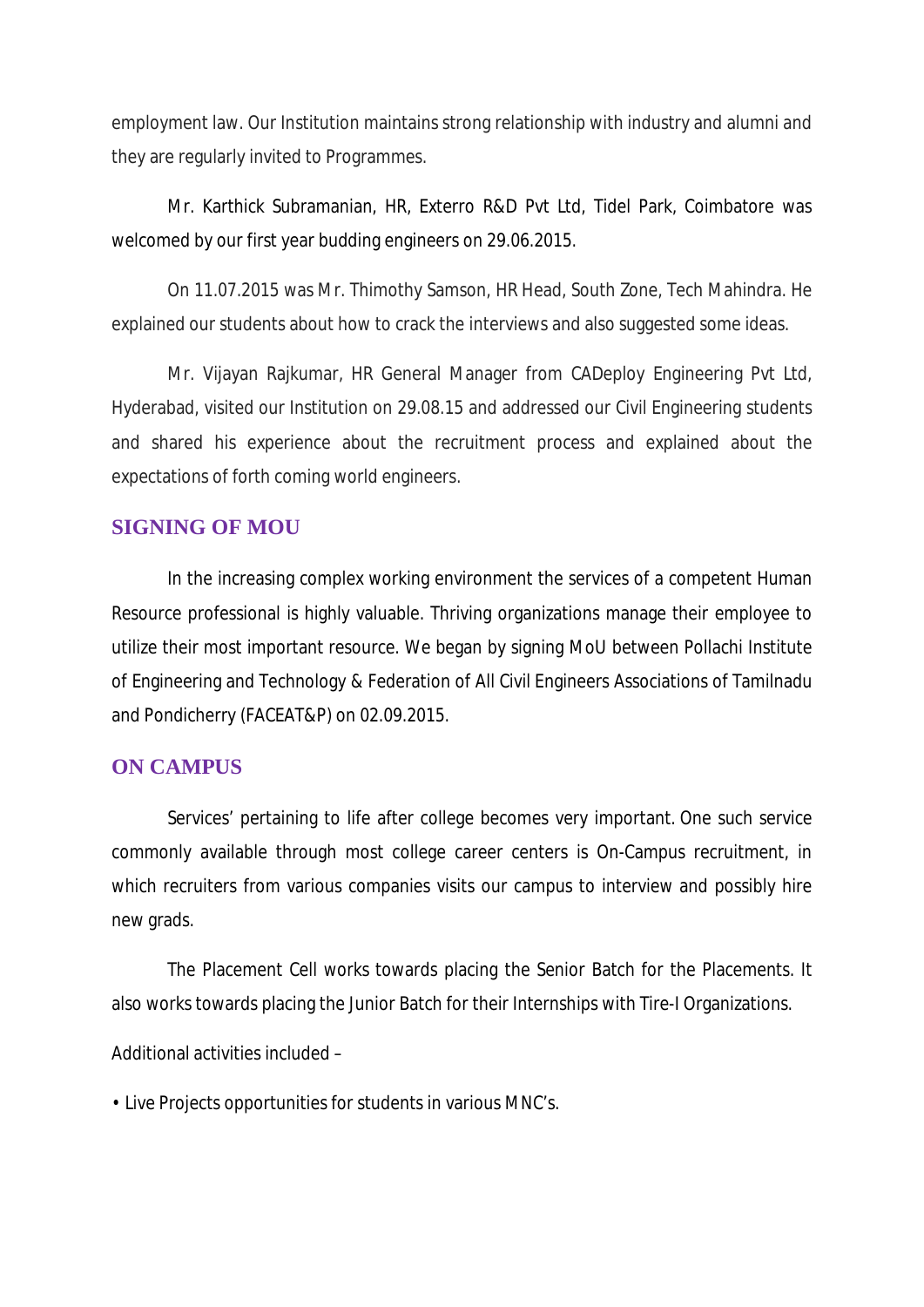employment law. Our Institution maintains strong relationship with industry and alumni and they are regularly invited to Programmes.

Mr. Karthick Subramanian, HR, Exterro R&D Pvt Ltd, Tidel Park, Coimbatore was welcomed by our first year budding engineers on 29.06.2015.

On 11.07.2015 was Mr. Thimothy Samson, HR Head, South Zone, Tech Mahindra. He explained our students about how to crack the interviews and also suggested some ideas.

Mr. Vijayan Rajkumar, HR General Manager from CADeploy Engineering Pvt Ltd, Hyderabad, visited our Institution on 29.08.15 and addressed our Civil Engineering students and shared his experience about the recruitment process and explained about the expectations of forth coming world engineers.

## SIGNING OF MOU

In the increasing complex working environment the services of a competent Human Resource professional is highly valuable. Thriving organizations manage their employee to utilize their most important resource. We began by signing MoU between Pollachi Institute of Engineering and Technology & Federation of All Civil Engineers Associations of Tamilnadu and Pondicherry (FACEAT&P) on 02.09.2015.

## ON CAMPUS

Services' pertaining to life after college becomes very important. One such service commonly available through most college career centers is On-Campus recruitment, in which recruiters from various companies visits our campus to interview and possibly hire new grads.

The Placement Cell works towards placing the Senior Batch for the Placements. It also works towards placing the Junior Batch for their Internships with Tire-I Organizations.

Additional activities included –

• Live Projects opportunities for students in various MNC's.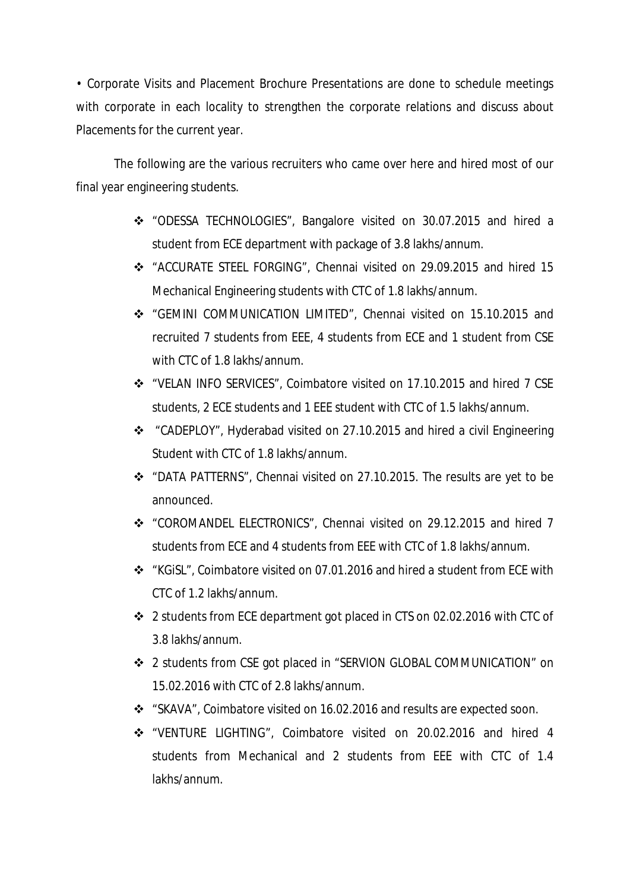- Corporate Visits and Placement Brochure Presentations are done to schedule meetings with corporate in each locality to strengthen the corporate relations and discuss about Placements for the current year.

The following are the various recruiters who came over here and hired most of our final year engineering students.

- "ODESSA TECHNOLOGIES", Bangalore visited on 30.07.2015 and hired a student from ECE department with package of 3.8 lakhs/annum.
- "ACCURATE STEEL FORGING", Chennai visited on 29.09.2015 and hired 15 Mechanical Engineering students with CTC of 1.8 lakhs/annum.
- "GEMINI COMMUNICATION LIMITED", Chennai visited on 15.10.2015 and recruited 7 students from EEE, 4 students from ECE and 1 student from CSE with CTC of 1.8 lakhs/annum.
- "VELAN INFO SERVICES", Coimbatore visited on 17.10.2015 and hired 7 CSE students, 2 ECE students and 1 EEE student with CTC of 1.5 lakhs/annum.
- "CADEPLOY", Hyderabad visited on 27.10.2015 and hired a civil Engineering Student with CTC of 1.8 lakhs/annum.
- "DATA PATTERNS", Chennai visited on 27.10.2015. The results are yet to be announced.
- "COROMANDEL ELECTRONICS", Chennai visited on 29.12.2015 and hired 7 students from ECE and 4 students from EEE with CTC of 1.8 lakhs/annum.
- "KGiSL", Coimbatore visited on 07.01.2016 and hired a student from ECE with CTC of 1.2 lakhs/annum.
- 2 students from ECE department got placed in CTS on 02.02.2016 with CTC of 3.8 lakhs/annum.
- 2 students from CSE got placed in "SERVION GLOBAL COMMUNICATION" on 15.02.2016 with CTC of 2.8 lakhs/annum.
- "SKAVA", Coimbatore visited on 16.02.2016 and results are expected soon.
- "VENTURE LIGHTING", Coimbatore visited on 20.02.2016 and hired 4 students from Mechanical and 2 students from EEE with CTC of 1.4 lakhs/annum.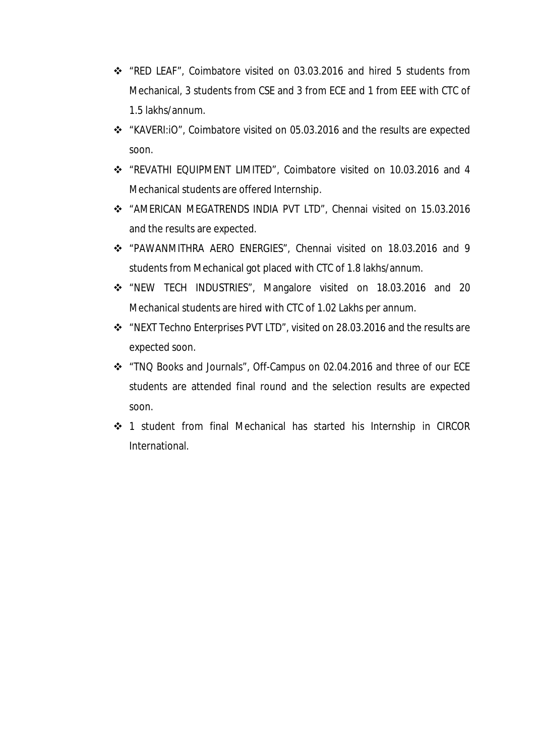- "RED LEAF", Coimbatore visited on 03.03.2016 and hired 5 students from Mechanical, 3 students from CSE and 3 from ECE and 1 from EEE with CTC of 1.5 lakhs/annum.
- "KAVERI:iO", Coimbatore visited on 05.03.2016 and the results are expected soon.
- "REVATHI EQUIPMENT LIMITED", Coimbatore visited on 10.03.2016 and 4 Mechanical students are offered Internship.
- "AMERICAN MEGATRENDS INDIA PVT LTD", Chennai visited on 15.03.2016 and the results are expected.
- "PAWANMITHRA AERO ENERGIES", Chennai visited on 18.03.2016 and 9 students from Mechanical got placed with CTC of 1.8 lakhs/annum.
- "NEW TECH INDUSTRIES", Mangalore visited on 18.03.2016 and 20 Mechanical students are hired with CTC of 1.02 Lakhs per annum.
- "NEXT Techno Enterprises PVT LTD", visited on 28.03.2016 and the results are expected soon.
- "TNQ Books and Journals", Off-Campus on 02.04.2016 and three of our ECE students are attended final round and the selection results are expected soon.
- 1 student from final Mechanical has started his Internship in CIRCOR International.